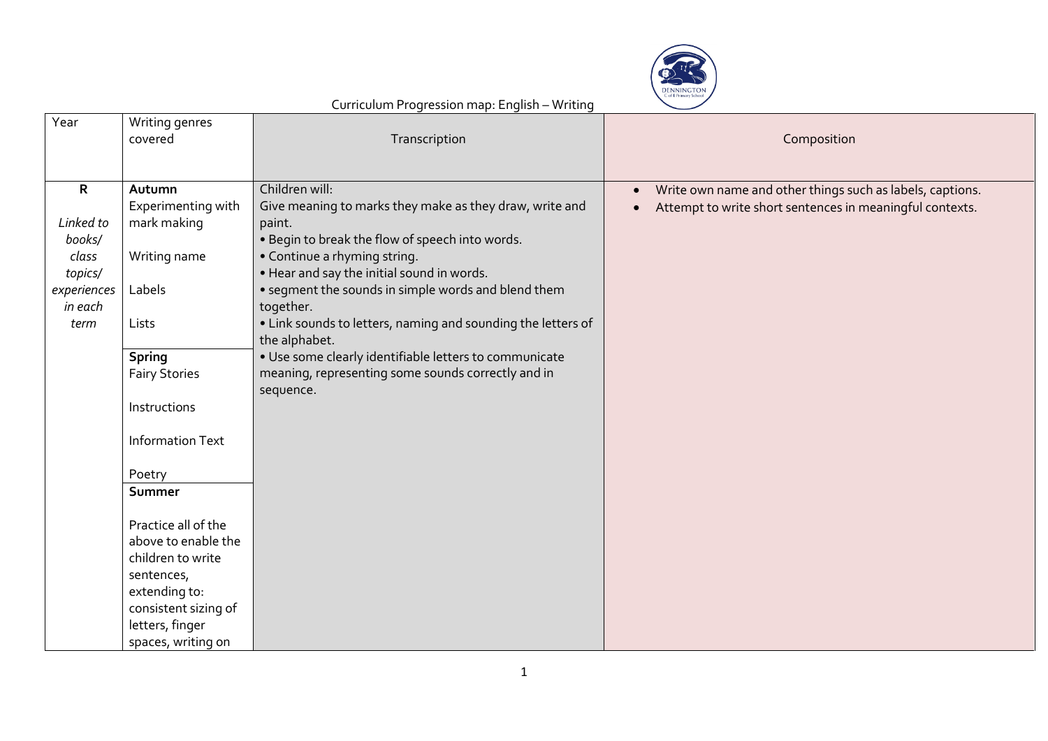# Curriculum Progression map: English – Writing

| Year | Writing genres covered | Transcription | Composition |
|---|---|---|---|
| **R**<br><br>*Linked to books/ class topics/ experiences in each term* | **Autumn**<br>Experimenting with mark making<br><br>Writing name<br><br>Labels<br><br>Lists<br><br>**Spring**<br>Fairy Stories<br><br>Instructions<br><br>Information Text<br><br>Poetry<br><br>**Summer**<br><br>Practice all of the above to enable the children to write sentences, extending to: consistent sizing of letters, finger spaces, writing on | Children will:<br>Give meaning to marks they make as they draw, write and paint.<br>• Begin to break the flow of speech into words.<br>• Continue a rhyming string.<br>• Hear and say the initial sound in words.<br>• segment the sounds in simple words and blend them together.<br>• Link sounds to letters, naming and sounding the letters of the alphabet.<br>• Use some clearly identifiable letters to communicate meaning, representing some sounds correctly and in sequence. | • Write own name and other things such as labels, captions.<br>• Attempt to write short sentences in meaningful contexts. |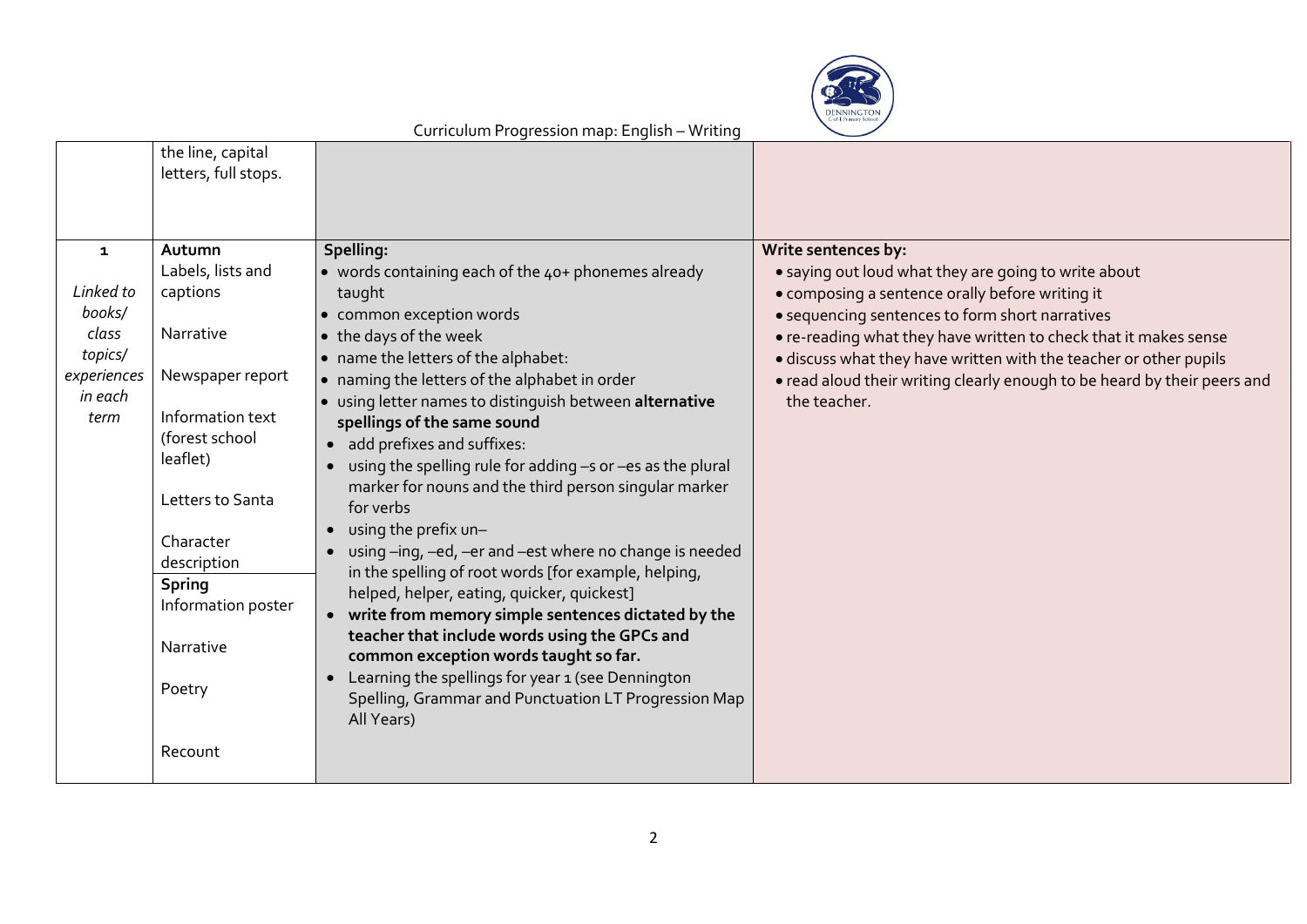Curriculum Progression map: English – Writing

| | | | |
|---|---|---|---|
| | the line, capital letters, full stops. | | |
| 1<br><br>*Linked to books/ class topics/ experiences in each term* | **Autumn**<br>Labels, lists and captions<br><br>Narrative<br><br>Newspaper report<br><br>Information text (forest school leaflet)<br><br>Letters to Santa<br><br>Character description<br>**Spring**<br>Information poster<br><br>Narrative<br><br>Poetry<br><br>Recount | **Spelling:**<br>• words containing each of the 40+ phonemes already taught<br>• common exception words<br>• the days of the week<br>• name the letters of the alphabet:<br>• naming the letters of the alphabet in order<br>• using letter names to distinguish between **alternative spellings of the same sound**<br>• add prefixes and suffixes:<br>• using the spelling rule for adding –s or –es as the plural marker for nouns and the third person singular marker for verbs<br>• using the prefix un–<br>• using –ing, –ed, –er and –est where no change is needed in the spelling of root words [for example, helping, helped, helper, eating, quicker, quickest]<br>• **write from memory simple sentences dictated by the teacher that include words using the GPCs and common exception words taught so far.**<br>• Learning the spellings for year 1 (see Dennington Spelling, Grammar and Punctuation LT Progression Map All Years) | **Write sentences by:**<br>• saying out loud what they are going to write about<br>• composing a sentence orally before writing it<br>• sequencing sentences to form short narratives<br>• re-reading what they have written to check that it makes sense<br>• discuss what they have written with the teacher or other pupils<br>• read aloud their writing clearly enough to be heard by their peers and the teacher. |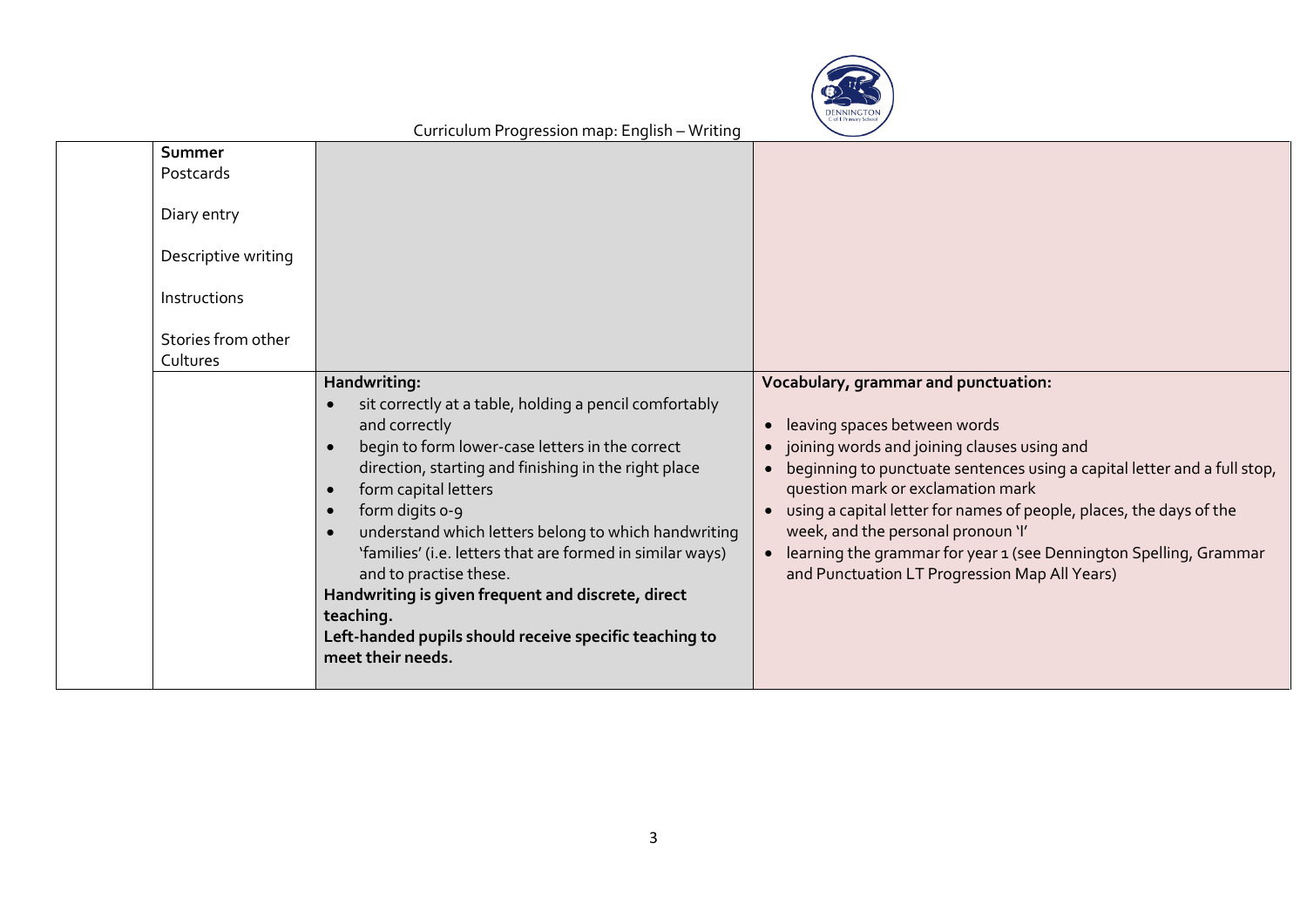| | | | |
|---|---|---|---|
| | **Summer**<br>Postcards<br><br>Diary entry<br><br>Descriptive writing<br><br>Instructions<br><br>Stories from other Cultures | | |
| | | **Handwriting:**<br>• sit correctly at a table, holding a pencil comfortably and correctly<br>• begin to form lower-case letters in the correct direction, starting and finishing in the right place<br>• form capital letters<br>• form digits 0-9<br>• understand which letters belong to which handwriting 'families' (i.e. letters that are formed in similar ways) and to practise these.<br>**Handwriting is given frequent and discrete, direct teaching.**<br>**Left-handed pupils should receive specific teaching to meet their needs.** | **Vocabulary, grammar and punctuation:**<br><br>• leaving spaces between words<br>• joining words and joining clauses using and<br>• beginning to punctuate sentences using a capital letter and a full stop, question mark or exclamation mark<br>• using a capital letter for names of people, places, the days of the week, and the personal pronoun 'I'<br>• learning the grammar for year 1 (see Dennington Spelling, Grammar and Punctuation LT Progression Map All Years) |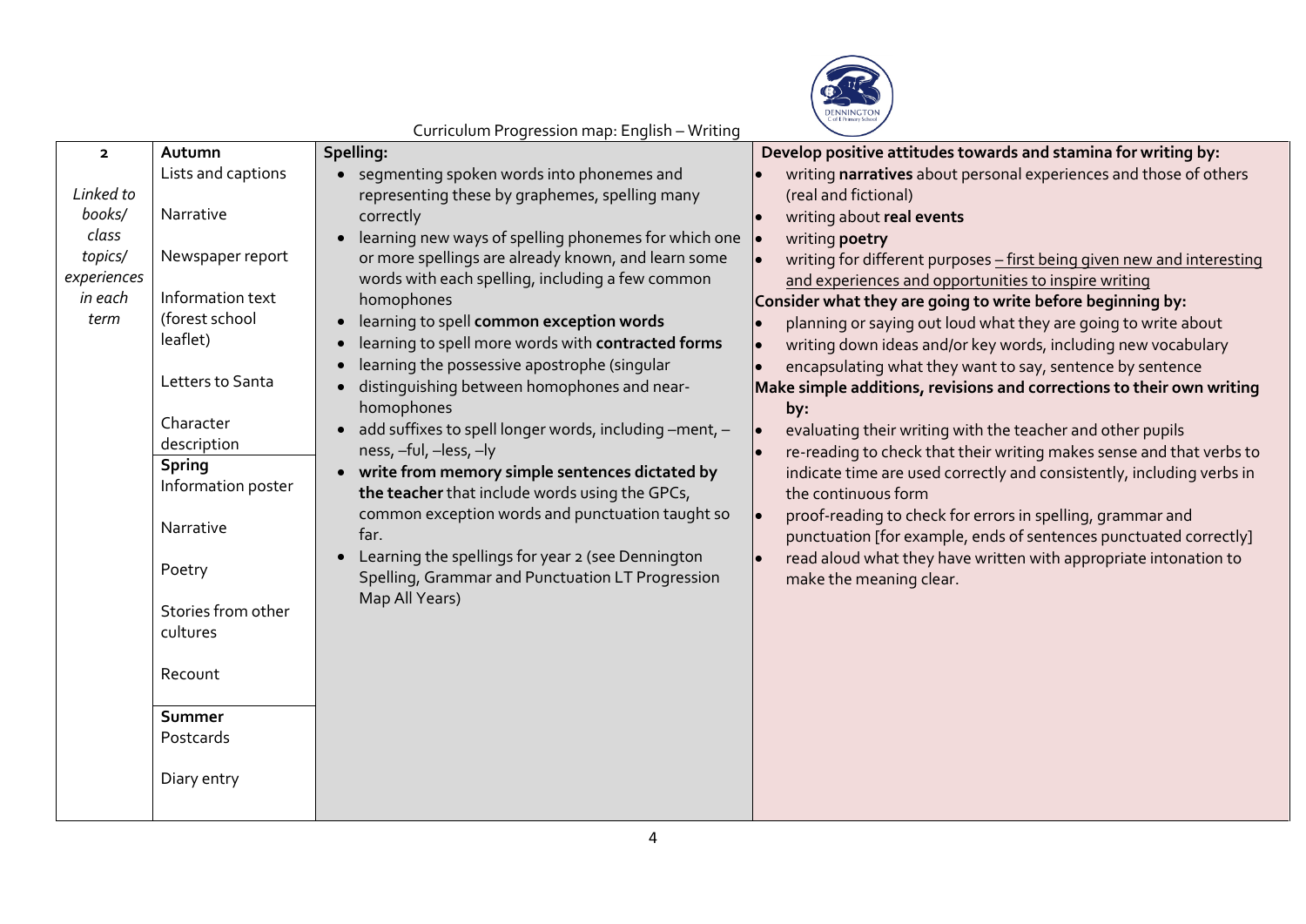Curriculum Progression map: English – Writing

| 2 *Linked to books/ class topics/ experiences in each term* | Term / Text types | Spelling | Composition |
|---|---|---|---|
| | **Autumn**<br>Lists and captions<br><br>Narrative<br><br>Newspaper report<br><br>Information text (forest school leaflet)<br><br>Letters to Santa<br><br>Character description<br><br>**Spring**<br>Information poster<br><br>Narrative<br><br>Poetry<br><br>Stories from other cultures<br><br>Recount<br><br>**Summer**<br>Postcards<br><br>Diary entry | **Spelling:**<br>• segmenting spoken words into phonemes and representing these by graphemes, spelling many correctly<br>• learning new ways of spelling phonemes for which one or more spellings are already known, and learn some words with each spelling, including a few common homophones<br>• learning to spell **common exception words**<br>• learning to spell more words with **contracted forms**<br>• learning the possessive apostrophe (singular<br>• distinguishing between homophones and near-homophones<br>• add suffixes to spell longer words, including –ment, –ness, –ful, –less, –ly<br>• **write from memory simple sentences dictated by the teacher** that include words using the GPCs, common exception words and punctuation taught so far.<br>• Learning the spellings for year 2 (see Dennington Spelling, Grammar and Punctuation LT Progression Map All Years) | **Develop positive attitudes towards and stamina for writing by:**<br>• writing **narratives** about personal experiences and those of others (real and fictional)<br>• writing about **real events**<br>• writing **poetry**<br>• writing for different purposes – first being given new and interesting and experiences and opportunities to inspire writing<br>**Consider what they are going to write before beginning by:**<br>• planning or saying out loud what they are going to write about<br>• writing down ideas and/or key words, including new vocabulary<br>• encapsulating what they want to say, sentence by sentence<br>**Make simple additions, revisions and corrections to their own writing by:**<br>• evaluating their writing with the teacher and other pupils<br>• re-reading to check that their writing makes sense and that verbs to indicate time are used correctly and consistently, including verbs in the continuous form<br>• proof-reading to check for errors in spelling, grammar and punctuation [for example, ends of sentences punctuated correctly]<br>• read aloud what they have written with appropriate intonation to make the meaning clear. |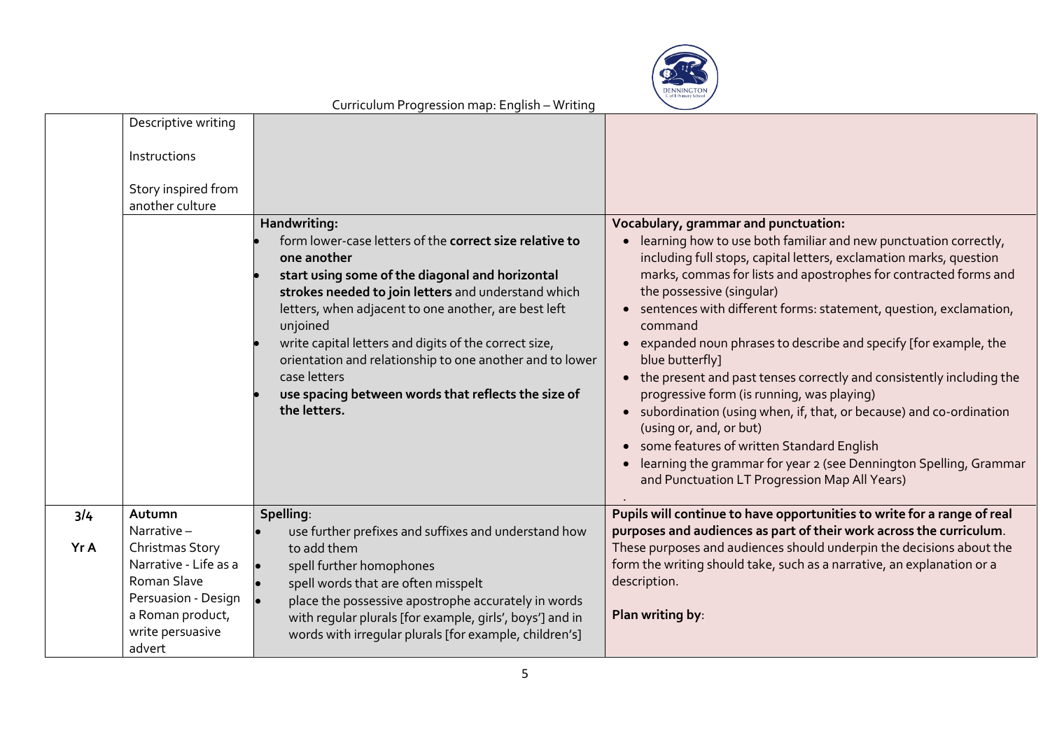Curriculum Progression map: English – Writing

| | | | |
|---|---|---|---|
| | Descriptive writing<br><br>Instructions<br><br>Story inspired from another culture | | |
| | | **Handwriting:**<br>• form lower-case letters of the **correct size relative to one another**<br>• **start using some of the diagonal and horizontal strokes needed to join letters** and understand which letters, when adjacent to one another, are best left unjoined<br>• write capital letters and digits of the correct size, orientation and relationship to one another and to lower case letters<br>• **use spacing between words that reflects the size of the letters.** | **Vocabulary, grammar and punctuation:**<br>• learning how to use both familiar and new punctuation correctly, including full stops, capital letters, exclamation marks, question marks, commas for lists and apostrophes for contracted forms and the possessive (singular)<br>• sentences with different forms: statement, question, exclamation, command<br>• expanded noun phrases to describe and specify [for example, the blue butterfly]<br>• the present and past tenses correctly and consistently including the progressive form (is running, was playing)<br>• subordination (using when, if, that, or because) and co-ordination (using or, and, or but)<br>• some features of written Standard English<br>• learning the grammar for year 2 (see Dennington Spelling, Grammar and Punctuation LT Progression Map All Years) |
| 3/4<br><br>Yr A | **Autumn**<br>Narrative – Christmas Story<br>Narrative - Life as a Roman Slave<br>Persuasion - Design a Roman product, write persuasive advert | **Spelling**:<br>• use further prefixes and suffixes and understand how to add them<br>• spell further homophones<br>• spell words that are often misspelt<br>• place the possessive apostrophe accurately in words with regular plurals [for example, girls', boys'] and in words with irregular plurals [for example, children's] | **Pupils will continue to have opportunities to write for a range of real purposes and audiences as part of their work across the curriculum**. These purposes and audiences should underpin the decisions about the form the writing should take, such as a narrative, an explanation or a description.<br><br>**Plan writing by**: |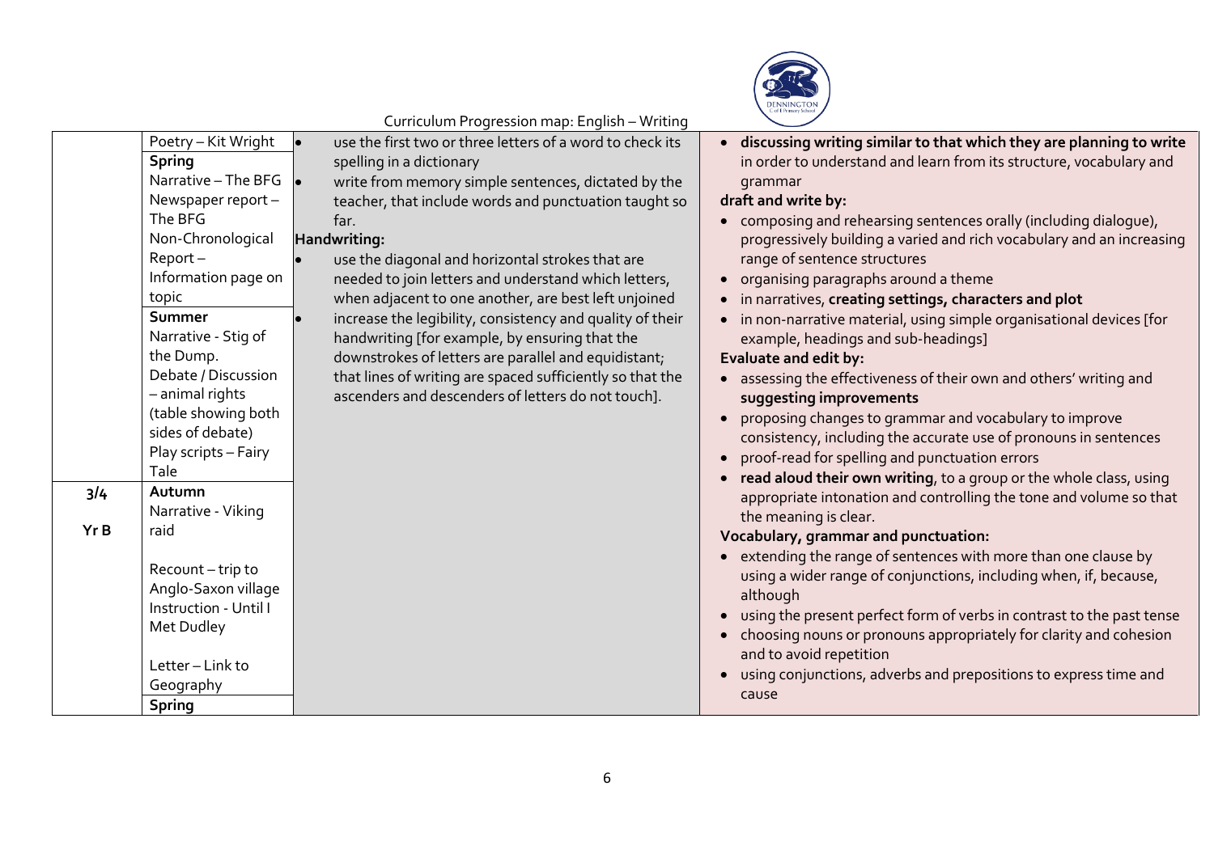Curriculum Progression map: English – Writing

| | | | |
|---|---|---|---|
| | Poetry – Kit Wright<br>**Spring**<br>Narrative – The BFG<br>Newspaper report – The BFG<br>Non-Chronological Report – Information page on topic<br>**Summer**<br>Narrative - Stig of the Dump.<br>Debate / Discussion – animal rights (table showing both sides of debate)<br>Play scripts – Fairy Tale | • use the first two or three letters of a word to check its spelling in a dictionary<br>• write from memory simple sentences, dictated by the teacher, that include words and punctuation taught so far.<br>**Handwriting:**<br>• use the diagonal and horizontal strokes that are needed to join letters and understand which letters, when adjacent to one another, are best left unjoined<br>• increase the legibility, consistency and quality of their handwriting [for example, by ensuring that the downstrokes of letters are parallel and equidistant; that lines of writing are spaced sufficiently so that the ascenders and descenders of letters do not touch]. | • **discussing writing similar to that which they are planning to write** in order to understand and learn from its structure, vocabulary and grammar<br>**draft and write by:**<br>• composing and rehearsing sentences orally (including dialogue), progressively building a varied and rich vocabulary and an increasing range of sentence structures<br>• organising paragraphs around a theme<br>• in narratives, **creating settings, characters and plot**<br>• in non-narrative material, using simple organisational devices [for example, headings and sub-headings]<br>**Evaluate and edit by:**<br>• assessing the effectiveness of their own and others' writing and **suggesting improvements**<br>• proposing changes to grammar and vocabulary to improve consistency, including the accurate use of pronouns in sentences<br>• proof-read for spelling and punctuation errors<br>• **read aloud their own writing**, to a group or the whole class, using appropriate intonation and controlling the tone and volume so that the meaning is clear.<br>**Vocabulary, grammar and punctuation:**<br>• extending the range of sentences with more than one clause by using a wider range of conjunctions, including when, if, because, although<br>• using the present perfect form of verbs in contrast to the past tense<br>• choosing nouns or pronouns appropriately for clarity and cohesion and to avoid repetition<br>• using conjunctions, adverbs and prepositions to express time and cause |
| **3/4**<br><br>**Yr B** | **Autumn**<br>Narrative - Viking raid<br><br>Recount – trip to Anglo-Saxon village<br>Instruction - Until I Met Dudley<br><br>Letter – Link to Geography<br>**Spring** | | |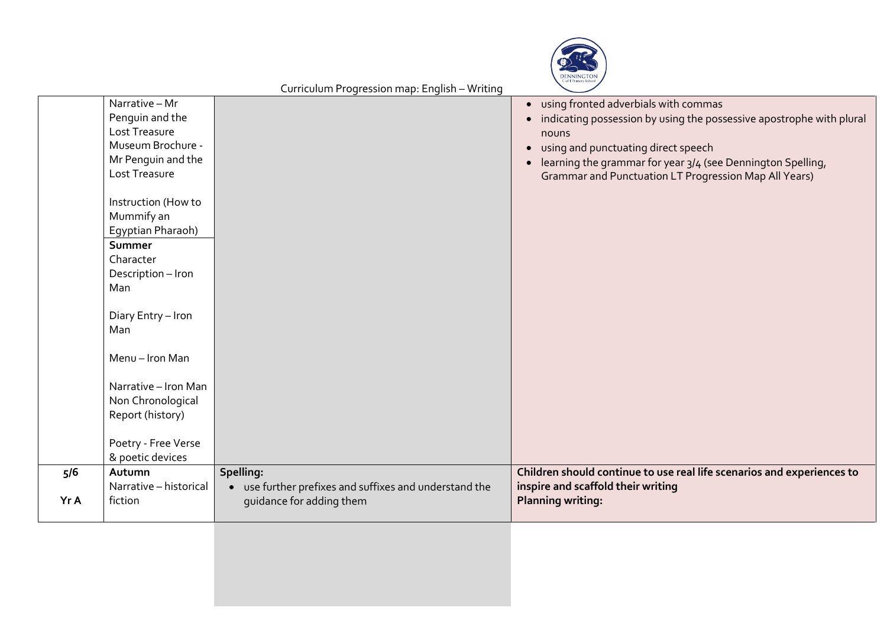Curriculum Progression map: English – Writing

| | | | |
|---|---|---|---|
| | Narrative – Mr Penguin and the Lost Treasure<br>Museum Brochure - Mr Penguin and the Lost Treasure<br><br>Instruction (How to Mummify an Egyptian Pharaoh) | | • using fronted adverbials with commas<br>• indicating possession by using the possessive apostrophe with plural nouns<br>• using and punctuating direct speech<br>• learning the grammar for year 3/4 (see Dennington Spelling, Grammar and Punctuation LT Progression Map All Years) |
| | **Summer**<br>Character Description – Iron Man<br><br>Diary Entry – Iron Man<br><br>Menu – Iron Man<br><br>Narrative – Iron Man<br>Non Chronological Report (history)<br><br>Poetry - Free Verse & poetic devices | | |
| **5/6**<br><br>**Yr A** | **Autumn**<br>Narrative – historical fiction | **Spelling:**<br>• use further prefixes and suffixes and understand the guidance for adding them | **Children should continue to use real life scenarios and experiences to inspire and scaffold their writing**<br>**Planning writing:** |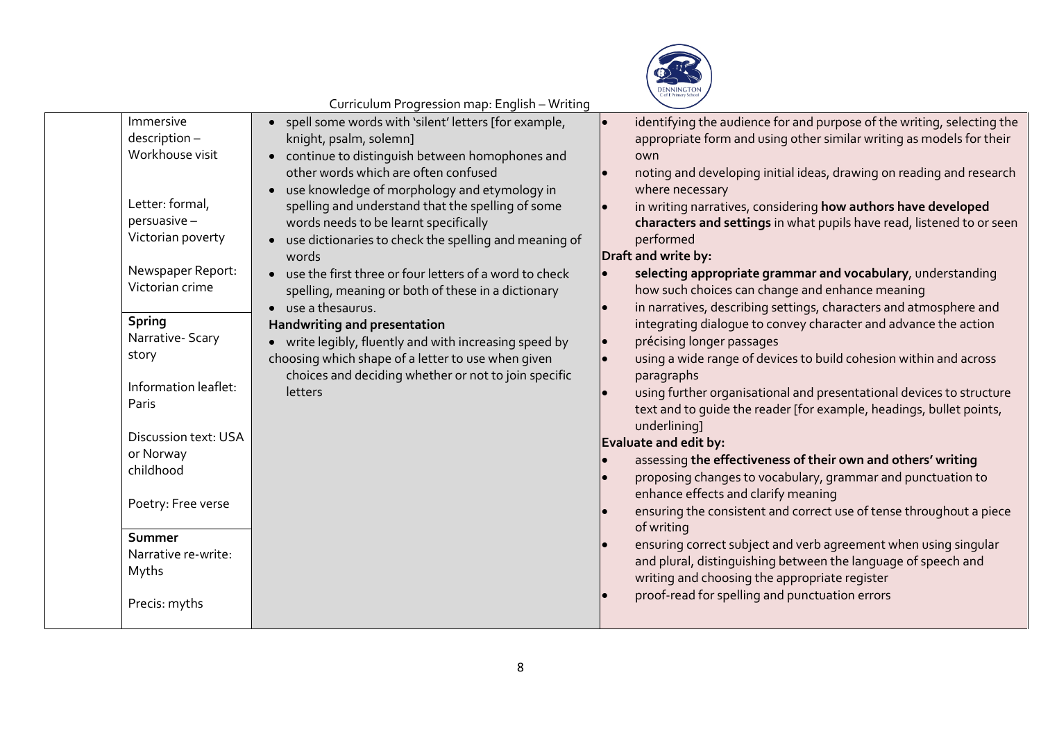Curriculum Progression map: English – Writing

| | | | |
|---|---|---|---|
| | Immersive description – Workhouse visit<br><br>Letter: formal, persuasive – Victorian poverty<br><br>Newspaper Report: Victorian crime<br><br>**Spring**<br>Narrative- Scary story<br><br>Information leaflet: Paris<br><br>Discussion text: USA or Norway childhood<br><br>Poetry: Free verse<br><br>**Summer**<br>Narrative re-write: Myths<br><br>Precis: myths | • spell some words with 'silent' letters [for example, knight, psalm, solemn]<br>• continue to distinguish between homophones and other words which are often confused<br>• use knowledge of morphology and etymology in spelling and understand that the spelling of some words needs to be learnt specifically<br>• use dictionaries to check the spelling and meaning of words<br>• use the first three or four letters of a word to check spelling, meaning or both of these in a dictionary<br>• use a thesaurus.<br>**Handwriting and presentation**<br>• write legibly, fluently and with increasing speed by choosing which shape of a letter to use when given choices and deciding whether or not to join specific letters | • identifying the audience for and purpose of the writing, selecting the appropriate form and using other similar writing as models for their own<br>• noting and developing initial ideas, drawing on reading and research where necessary<br>• in writing narratives, considering **how authors have developed characters and settings** in what pupils have read, listened to or seen performed<br>**Draft and write by:**<br>• **selecting appropriate grammar and vocabulary**, understanding how such choices can change and enhance meaning<br>• in narratives, describing settings, characters and atmosphere and integrating dialogue to convey character and advance the action<br>• précising longer passages<br>• using a wide range of devices to build cohesion within and across paragraphs<br>• using further organisational and presentational devices to structure text and to guide the reader [for example, headings, bullet points, underlining]<br>**Evaluate and edit by:**<br>• assessing **the effectiveness of their own and others' writing**<br>• proposing changes to vocabulary, grammar and punctuation to enhance effects and clarify meaning<br>• ensuring the consistent and correct use of tense throughout a piece of writing<br>• ensuring correct subject and verb agreement when using singular and plural, distinguishing between the language of speech and writing and choosing the appropriate register<br>• proof-read for spelling and punctuation errors |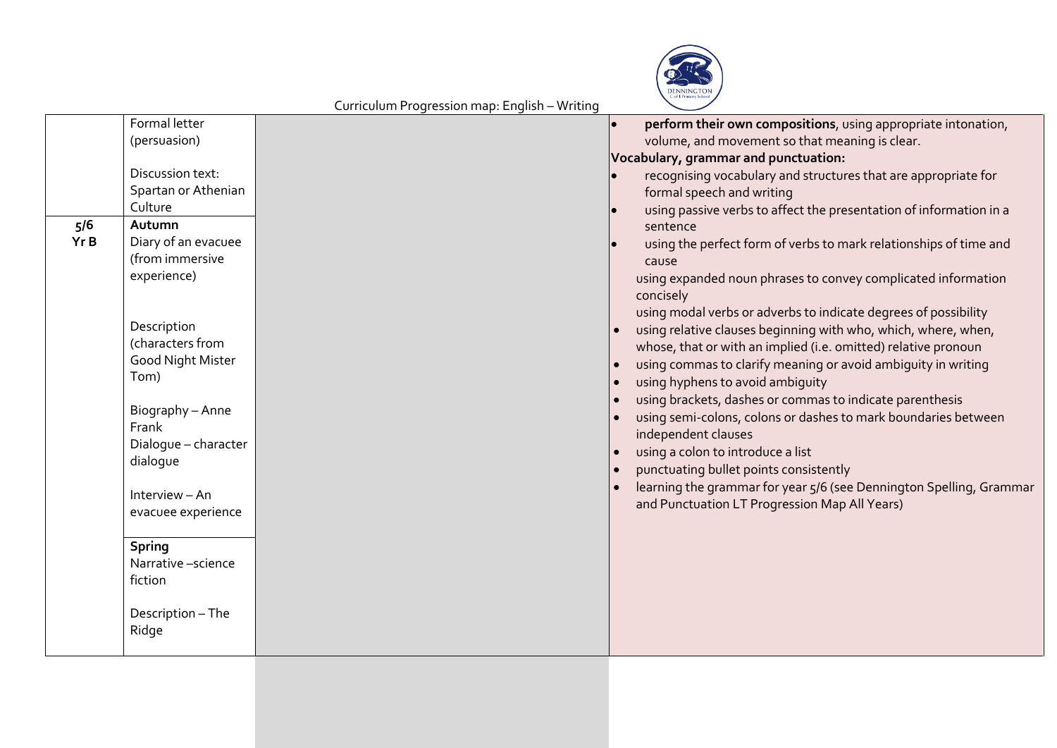Curriculum Progression map: English – Writing

| | | | |
|---|---|---|---|
| | Formal letter (persuasion)<br><br>Discussion text: Spartan or Athenian Culture | | • **perform their own compositions**, using appropriate intonation, volume, and movement so that meaning is clear.<br>**Vocabulary, grammar and punctuation:**<br>• recognising vocabulary and structures that are appropriate for formal speech and writing<br>• using passive verbs to affect the presentation of information in a sentence<br>• using the perfect form of verbs to mark relationships of time and cause<br>using expanded noun phrases to convey complicated information concisely<br>using modal verbs or adverbs to indicate degrees of possibility<br>• using relative clauses beginning with who, which, where, when, whose, that or with an implied (i.e. omitted) relative pronoun<br>• using commas to clarify meaning or avoid ambiguity in writing<br>• using hyphens to avoid ambiguity<br>• using brackets, dashes or commas to indicate parenthesis<br>• using semi-colons, colons or dashes to mark boundaries between independent clauses<br>• using a colon to introduce a list<br>• punctuating bullet points consistently<br>• learning the grammar for year 5/6 (see Dennington Spelling, Grammar and Punctuation LT Progression Map All Years) |
| **5/6 Yr B** | **Autumn**<br>Diary of an evacuee (from immersive experience)<br><br>Description (characters from Good Night Mister Tom)<br><br>Biography – Anne Frank<br>Dialogue – character dialogue<br><br>Interview – An evacuee experience | | |
| | **Spring**<br>Narrative –science fiction<br><br>Description – The Ridge | | |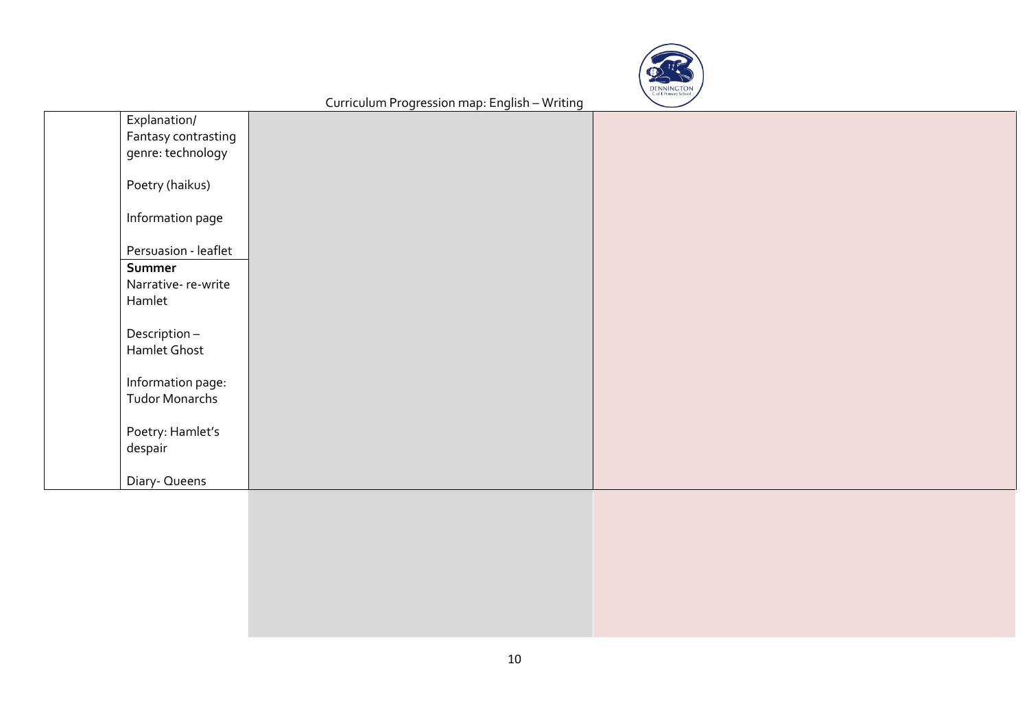Curriculum Progression map: English – Writing

| | | | |
|---|---|---|---|
| | Explanation/ Fantasy contrasting genre: technology<br><br>Poetry (haikus)<br><br>Information page<br><br>Persuasion - leaflet | | |
| | **Summer**<br>Narrative- re-write Hamlet<br><br>Description – Hamlet Ghost<br><br>Information page: Tudor Monarchs<br><br>Poetry: Hamlet's despair<br><br>Diary- Queens | | |